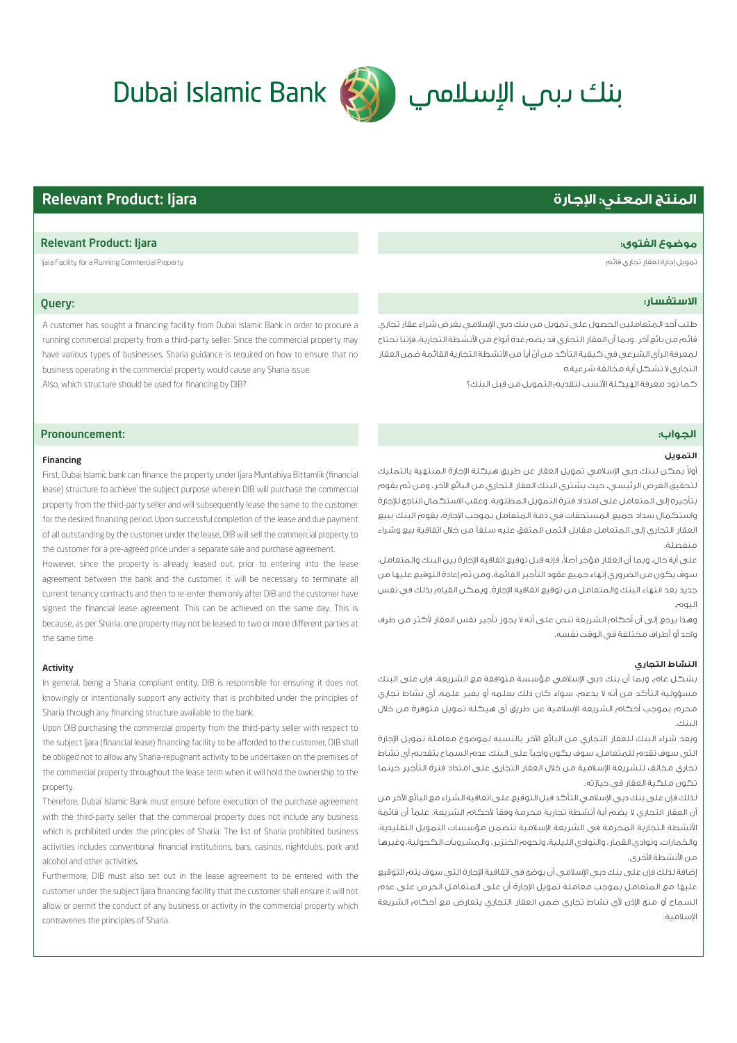# Dubai Islamic Bank بنك دبي الإسلامي

## Relevant Product: Ijara

### Relevant Product: Ijara

Ijara Facility for a Running Commercial Property

### Query:

A customer has sought a financing facility from Dubai Islamic Bank in order to procure a running commercial property from a third-party seller. Since the commercial property may have various types of businesses, Sharia guidance is required on how to ensure that no business operating in the commercial property would cause any Sharia issue.

Also, which structure should be used for financing by DIB?

### Pronouncement:

#### Financing

First, Dubai Islamic bank can finance the property under Ijara Muntahiya Bittamlik (financial lease) structure to achieve the subject purpose wherein DIB will purchase the commercial property from the third-party seller and will subsequently lease the same to the customer for the desired financing period. Upon successful completion of the lease and due payment of all outstanding by the customer under the lease, DIB will sell the commercial property to the customer for a pre-agreed price under a separate sale and purchase agreement.

However, since the property is already leased out, prior to entering into the lease agreement between the bank and the customer, it will be necessary to terminate all current tenancy contracts and then to re-enter them only after DIB and the customer have signed the financial lease agreement. This can be achieved on the same day. This is because, as per Sharia, one property may not be leased to two or more different parties at the same time.

#### Activity

In general, being a Sharia compliant entity, DIB is responsible for ensuring it does not knowingly or intentionally support any activity that is prohibited under the principles of Sharia through any financing structure available to the bank.

Upon DIB purchasing the commercial property from the third-party seller with respect to the subject Ijara (financial lease) financing facility to be afforded to the customer, DIB shall be obliged not to allow any Sharia-repugnant activity to be undertaken on the premises of the commercial property throughout the lease term when it will hold the ownership to the property.

Therefore, Dubai Islamic Bank must ensure before execution of the purchase agreement with the third-party seller that the commercial property does not include any business which is prohibited under the principles of Sharia. The list of Sharia prohibited business activities includes conventional financial institutions, bars, casinos, nightclubs, pork and alcohol and other activities.

Furthermore, DIB must also set out in the lease agreement to be entered with the customer under the subject Ijara financing facility that the customer shall ensure it will not allow or permit the conduct of any business or activity in the commercial property which contravenes the principles of Sharia.

## المنتج المعني: الإجارة

### موضوع الفتوى:

تمويل إجارة لعقار تجاري قائم

### الاستفسار:

طلب أحد المتعاملين الحصول على تمويل من بنك دبي الإسلامي بغرض شراء عقار تجاري قائم من بائع آخر. وبما أن العقار التجاري قد يضم عدة أنواع من الأنشطة التجارية، فإننا نحتاج لمعرفة الرأي الشرعي في كيفية التأكد من أن أياً من الأنشطة التجارية القائمة ضمن العقار التجاري لا تشكل أية مخالفة شرعية.

كما نود معرفة الهيكلة الأنسب لتقديم التمويل من قبل البنك؟

### الجواب:

#### التمويل

أولاً يمكن لبنك دبي الإسلامي تمويل العقار عن طريق هيكلة الإجارة المنتهية بالتمليك لتحقيق الغرض الرئيسي، حيث يشتري البنك العقار التجاري من البائع الآخر، ومن ثم يقوم بتأجيره إلى المتعامل على امتداد فترة التمويل المطلوبة. وعقب الاستكمال الناجح للإجارة واستكمال سداد جميع المستحقات في ذمة المتعامل بموجب الإجارة، يقوم البنك ببيع العقار التجاري إلى المتعامل مقابل الثمن المتفق عليه سلفاً من خلال اتفاقية بيع وشراء منفصلة.

على أية حال، وبما أن العقار مؤجر أصلاً، فإنه قبل توقيع اتفاقية الإجارة بين البنك والمتعامل، سوف يكون من الضروري إنهاء جميع عقود التأجير القائمة، ومن ثم إعادة التوقيع عليها من جديد بعد انتهاء البنك والمتعامل من توقيع اتفاقية الإجارة. ويمكن القيام بذلك في نفس اليوم.

وهذا يرجع إلى أن أحكام الشريعة تنص على أنه لا يجوز تأجير نفس العقار لأكثر من طرف واحد أو أطراف مختلفة في الوقت نفسه.

#### النشاط التجاري

بشكل عام، وبما أن بنك دبي الإسلامي مؤسسة متوافقة مع الشريعة، فإن على البنك مسؤولية التأكد من أنه لا يدعم، سواء كان ذلك بعلمه أو بغير علمه، أي نشاط تجاري محرم بموجب أحكام الشريعة الإسلامية عن طريق أي هيكلة تمويل متوفرة من خلال البنك.

وبعد شراء البنك للعقار التجاري من البائع الآخر بالنسبة لموضوع معاملة تمويل الإجارة التي سوف تقدم للمتعامل، سوف يكون واجباً على البنك عدم السماح بتقديم أي نشاط تجاري مخالف للشريعة الإسلامية من خلال العقار التجاري على امتداد فترة التأجير حينما تكون ملكية العقار في حيازته.

لذلك فإن على بنك دبي الإسلامي التأكد قبل التوقيع على اتفاقية الشراء مع البائع الآخر من أن العقار التجاري لا يضم أية أنشطة تجارية محرمة وفقاً لأحكام الشريعة. علماً أن قائمة الأنشطة التجارية المحرمة في الشريعة الإسلامية تتضمن مؤسسات التمويل التقليدية، والخمارات، ونوادي القمار، والنوادي الليلية، ولحوم الخنزير، والمشروبات الكحولية، وغيرها من الأنشطة الأخرى.

إضافة لذلك فإن على بنك دبي الإسلامي أن يوضح في اتفاقية الإجارة التي سوف يتم التوقيع عليها مع المتعامل بموجب معاملة تمويل الإجارة أن على المتعامل الحرص على عدم السماح أو منح الإذن لأي نشاط تجاري ضمن العقار التجاري يتعارض مع أحكام الشريعة الإسلامية.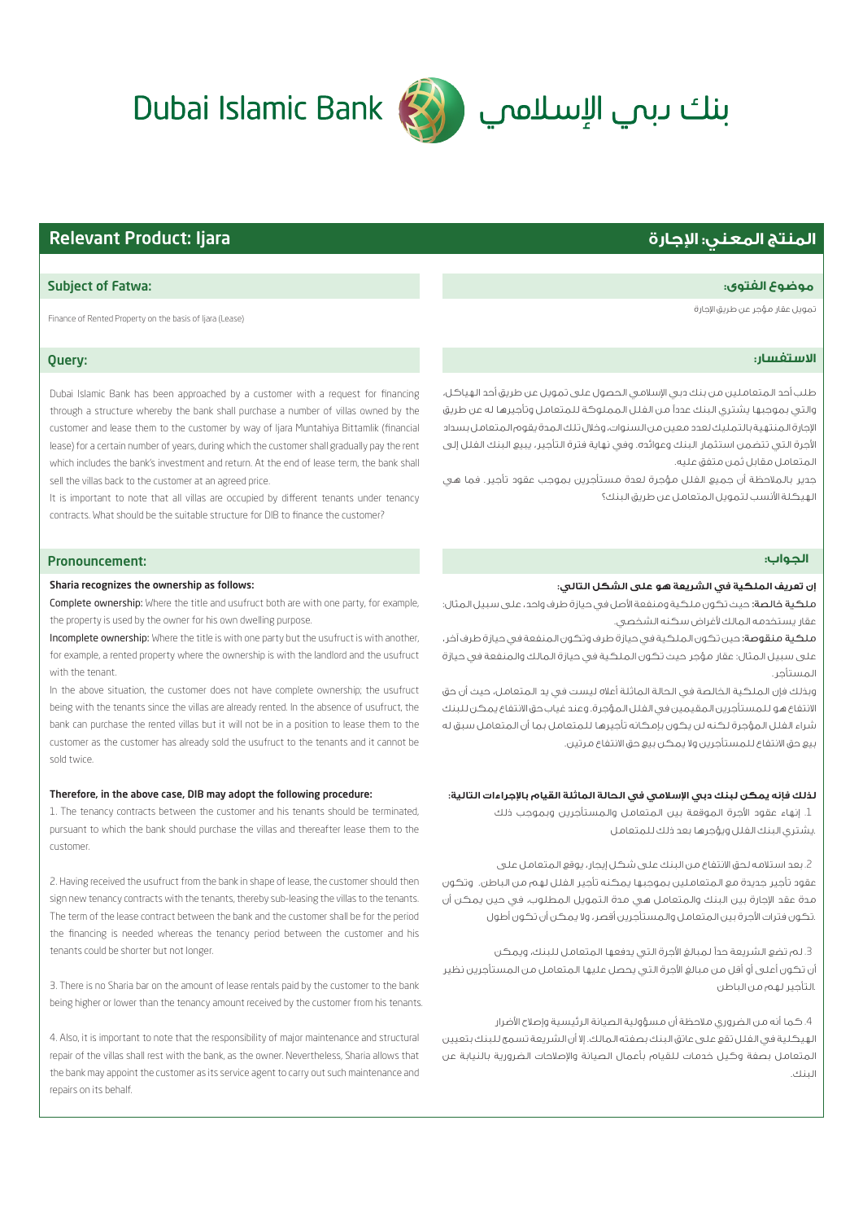# Dubai Islamic Bank بنك دبي الإسلامي

## Relevant Product: Ijara

### Subject of Fatwa:

Finance of Rented Property on the basis of Ijara (Lease)

### Query:

Dubai Islamic Bank has been approached by a customer with a request for financing through a structure whereby the bank shall purchase a number of villas owned by the customer and lease them to the customer by way of Ijara Muntahiya Bittamlik (financial lease) for a certain number of years, during which the customer shall gradually pay the rent which includes the bank's investment and return. At the end of lease term, the bank shall sell the villas back to the customer at an agreed price.

It is important to note that all villas are occupied by different tenants under tenancy contracts. What should be the suitable structure for DIB to finance the customer?

### Pronouncement:

**Sharia recognizes the ownership as follows:**

Complete ownership: Where the title and usufruct both are with one party, for example, the property is used by the owner for his own dwelling purpose.

Incomplete ownership: Where the title is with one party but the usufruct is with another, for example, a rented property where the ownership is with the landlord and the usufruct with the tenant.

In the above situation, the customer does not have complete ownership; the usufruct being with the tenants since the villas are already rented. In the absence of usufruct, the bank can purchase the rented villas but it will not be in a position to lease them to the customer as the customer has already sold the usufruct to the tenants and it cannot be sold twice.

**Therefore, in the above case, DIB may adopt the following procedure:**

1. The tenancy contracts between the customer and his tenants should be terminated, pursuant to which the bank should purchase the villas and thereafter lease them to the customer.

2. Having received the usufruct from the bank in shape of lease, the customer should then sign new tenancy contracts with the tenants, thereby sub-leasing the villas to the tenants. The term of the lease contract between the bank and the customer shall be for the period the financing is needed whereas the tenancy period between the customer and his tenants could be shorter but not longer.

3. There is no Sharia bar on the amount of lease rentals paid by the customer to the bank being higher or lower than the tenancy amount received by the customer from his tenants.

4. Also, it is important to note that the responsibility of major maintenance and structural repair of the villas shall rest with the bank, as the owner. Nevertheless, Sharia allows that the bank may appoint the customer as its service agent to carry out such maintenance and repairs on its behalf.

## المنتج المعني: الإجارة

### موضوع الفتوى:

تمويل عقار مؤجر عن طريق الإجارة

### الاستفسار:

طلب أحد المتعاملين من بنك دبي الإسلامي الحصول على تمويل عن طريق أحد الهياكل، والتي بموجبها يشتري البنك عدداً من الفلل المملوكة للمتعامل وتأجيرها له عن طريق الإجارة المنتهية بالتمليك لعدد معين من السنوات، وخلال تلك المدة يقوم المتعامل بسداد الأجرة التي تتضمن استثمار البنك وعوائده. وفي نهاية فترة التأجير، يبيع البنك الفلل إلى المتعامل مقابل ثمن متفق عليه.

جدير بالملاحظة أن جميع الفلل مؤجرة لعدة مستأجرين بموجب عقود تأجير. فما هي الهيكلة الأنسب لتمويل المتعامل عن طريق البنك؟

### الجواب:

**إن تعريف الملكية في الشريعة هو على الشكل التالي:**

**ملكية خالصة:** حيث تكون ملكية ومنفعة الأصل في حيازة طرف واحد، على سبيل المثال: عقار يستخدمه المالك لأغراض سكنه الشخصي.

**ملكية منقوصة:** حين تكون الملكية في حيازة طرف وتكون المنفعة في حيازة طرف آخر، على سبيل المثال: عقار مؤجر حيث تكون الملكية في حيازة المالك والمنفعة في حيازة المستأجر.

وبذلك فإن الملكية الخالصة في الحالة الماثلة أعلاه ليست في يد المتعامل، حيث أن حق الانتفاع هو للمستأجرين المقيمين في الفلل المؤجرة. وعند غياب حق الانتفاع يمكن للبنك شراء الفلل المؤجرة لكنه لن يكون بإمكانه تأجيرها للمتعامل بما أن المتعامل سبق له بيع حق الانتفاع للمستأجرين ولا يمكن بيع حق الانتفاع مرتين.

**لذلك فإنه يمكن لبنك دبي الإسلامي في الحالة الماثلة القيام بالإجراءات التالية:**

1. إنهاء عقود الأجرة الموقعة بين المتعامل والمستأجرين وبموجب ذلك يشتري البنك الفلل ويؤجرها بعد ذلك للمتعامل.

2. بعد استلامه لحق الانتفاع من البنك على شكل إيجار، يوقع المتعامل على عقود تأجير جديدة مع المتعاملين بموجبها يمكنه تأجير الفلل لهم من الباطن. وتكون مدة عقد الإجارة بين البنك والمتعامل هي مدة التمويل المطلوب، في حين يمكن أن تكون فترات الأجرة بين المتعامل والمستأجرين أقصر، ولا يمكن أن تكون أطول.

3. لم تضع الشريعة حداً لمبالغ الأجرة التي يدفعها المتعامل للبنك، ويمكن أن تكون أعلى أو أقل من مبالغ الأجرة التي يحصل عليها المتعامل من المستأجرين نظير التأجير لهم من الباطن.

4. كما أنه من الضروري ملاحظة أن مسؤولية الصيانة الرئيسية وإصلاح الأضرار الهيكلية في الفلل تقع على عاتق البنك بصفته المالك، إلا أن الشريعة تسمح للبنك بتعيين المتعامل بصفة وكيل خدمات للقيام بأعمال الصيانة والإصلاحات الضرورية بالنيابة عن البنك.